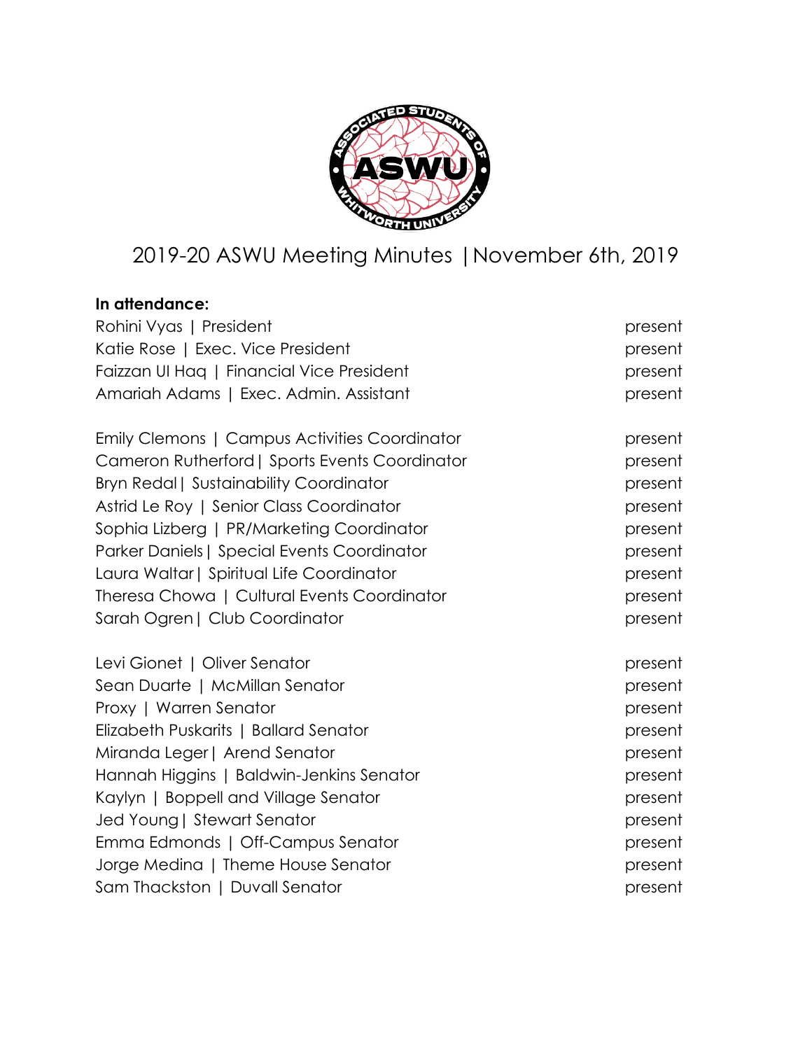# 2019-20 ASWU Meeting Minutes |November 6th, 2019

**In attendance:**

| | |
|---|---|
| Rohini Vyas \| President | present |
| Katie Rose \| Exec. Vice President | present |
| Faizzan Ul Haq \| Financial Vice President | present |
| Amariah Adams \| Exec. Admin. Assistant | present |
| | |
| Emily Clemons \| Campus Activities Coordinator | present |
| Cameron Rutherford\| Sports Events Coordinator | present |
| Bryn Redal\| Sustainability Coordinator | present |
| Astrid Le Roy \| Senior Class Coordinator | present |
| Sophia Lizberg \| PR/Marketing Coordinator | present |
| Parker Daniels\| Special Events Coordinator | present |
| Laura Waltar\| Spiritual Life Coordinator | present |
| Theresa Chowa \| Cultural Events Coordinator | present |
| Sarah Ogren\| Club Coordinator | present |
| | |
| Levi Gionet \| Oliver Senator | present |
| Sean Duarte \| McMillan Senator | present |
| Proxy \| Warren Senator | present |
| Elizabeth Puskarits \| Ballard Senator | present |
| Miranda Leger\| Arend Senator | present |
| Hannah Higgins \| Baldwin-Jenkins Senator | present |
| Kaylyn \| Boppell and Village Senator | present |
| Jed Young\| Stewart Senator | present |
| Emma Edmonds \| Off-Campus Senator | present |
| Jorge Medina \| Theme House Senator | present |
| Sam Thackston \| Duvall Senator | present |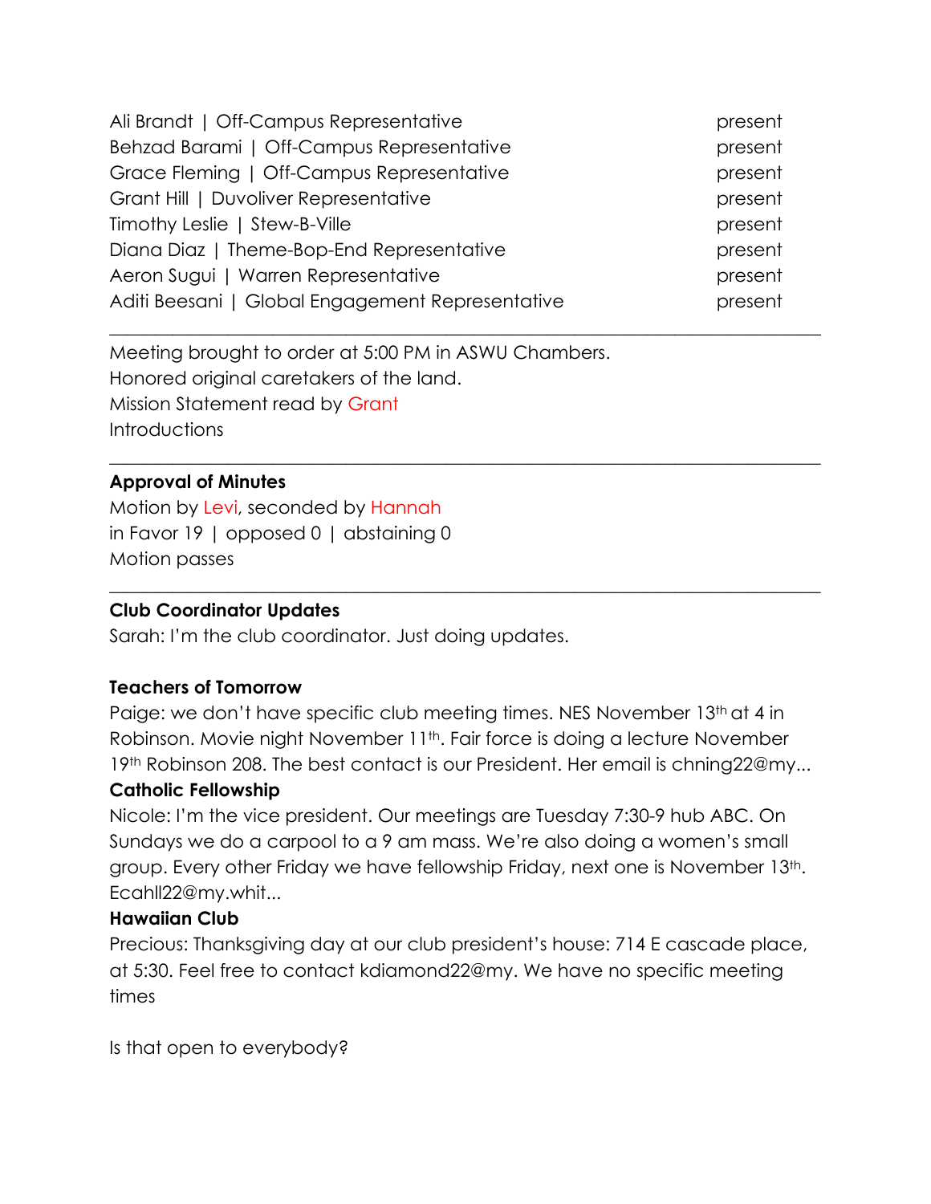| | |
|---|---|
| Ali Brandt \| Off-Campus Representative | present |
| Behzad Barami \| Off-Campus Representative | present |
| Grace Fleming \| Off-Campus Representative | present |
| Grant Hill \| Duvoliver Representative | present |
| Timothy Leslie \| Stew-B-Ville | present |
| Diana Diaz \| Theme-Bop-End Representative | present |
| Aeron Sugui \| Warren Representative | present |
| Aditi Beesani \| Global Engagement Representative | present |

---

Meeting brought to order at 5:00 PM in ASWU Chambers.
Honored original caretakers of the land.
Mission Statement read by Grant
Introductions

---

**Approval of Minutes**
Motion by Levi, seconded by Hannah
in Favor 19 | opposed 0 | abstaining 0
Motion passes

---

**Club Coordinator Updates**
Sarah: I'm the club coordinator. Just doing updates.

**Teachers of Tomorrow**
Paige: we don't have specific club meeting times. NES November 13th at 4 in Robinson. Movie night November 11th. Fair force is doing a lecture November 19th Robinson 208. The best contact is our President. Her email is chning22@my...

**Catholic Fellowship**
Nicole: I'm the vice president. Our meetings are Tuesday 7:30-9 hub ABC. On Sundays we do a carpool to a 9 am mass. We're also doing a women's small group. Every other Friday we have fellowship Friday, next one is November 13th. Ecahll22@my.whit...

**Hawaiian Club**
Precious: Thanksgiving day at our club president's house: 714 E cascade place, at 5:30. Feel free to contact kdiamond22@my. We have no specific meeting times

Is that open to everybody?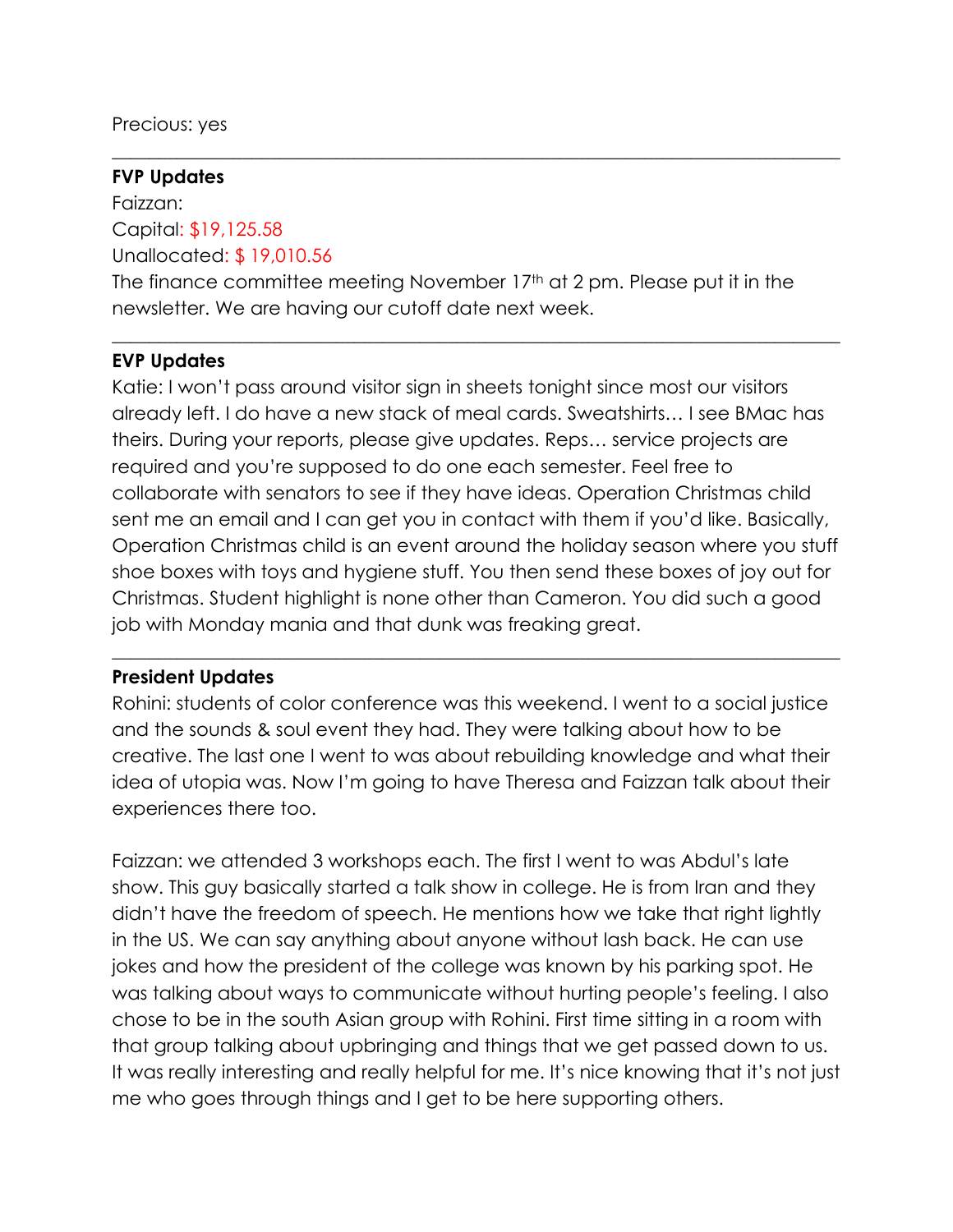Precious: yes

---

**FVP Updates**

Faizzan:

Capital: $19,125.58

Unallocated: $ 19,010.56

The finance committee meeting November 17th at 2 pm. Please put it in the newsletter. We are having our cutoff date next week.

---

**EVP Updates**

Katie: I won't pass around visitor sign in sheets tonight since most our visitors already left. I do have a new stack of meal cards. Sweatshirts… I see BMac has theirs. During your reports, please give updates. Reps… service projects are required and you're supposed to do one each semester. Feel free to collaborate with senators to see if they have ideas. Operation Christmas child sent me an email and I can get you in contact with them if you'd like. Basically, Operation Christmas child is an event around the holiday season where you stuff shoe boxes with toys and hygiene stuff. You then send these boxes of joy out for Christmas. Student highlight is none other than Cameron. You did such a good job with Monday mania and that dunk was freaking great.

---

**President Updates**

Rohini: students of color conference was this weekend. I went to a social justice and the sounds & soul event they had. They were talking about how to be creative. The last one I went to was about rebuilding knowledge and what their idea of utopia was. Now I'm going to have Theresa and Faizzan talk about their experiences there too.

Faizzan: we attended 3 workshops each. The first I went to was Abdul's late show. This guy basically started a talk show in college. He is from Iran and they didn't have the freedom of speech. He mentions how we take that right lightly in the US. We can say anything about anyone without lash back. He can use jokes and how the president of the college was known by his parking spot. He was talking about ways to communicate without hurting people's feeling. I also chose to be in the south Asian group with Rohini. First time sitting in a room with that group talking about upbringing and things that we get passed down to us. It was really interesting and really helpful for me. It's nice knowing that it's not just me who goes through things and I get to be here supporting others.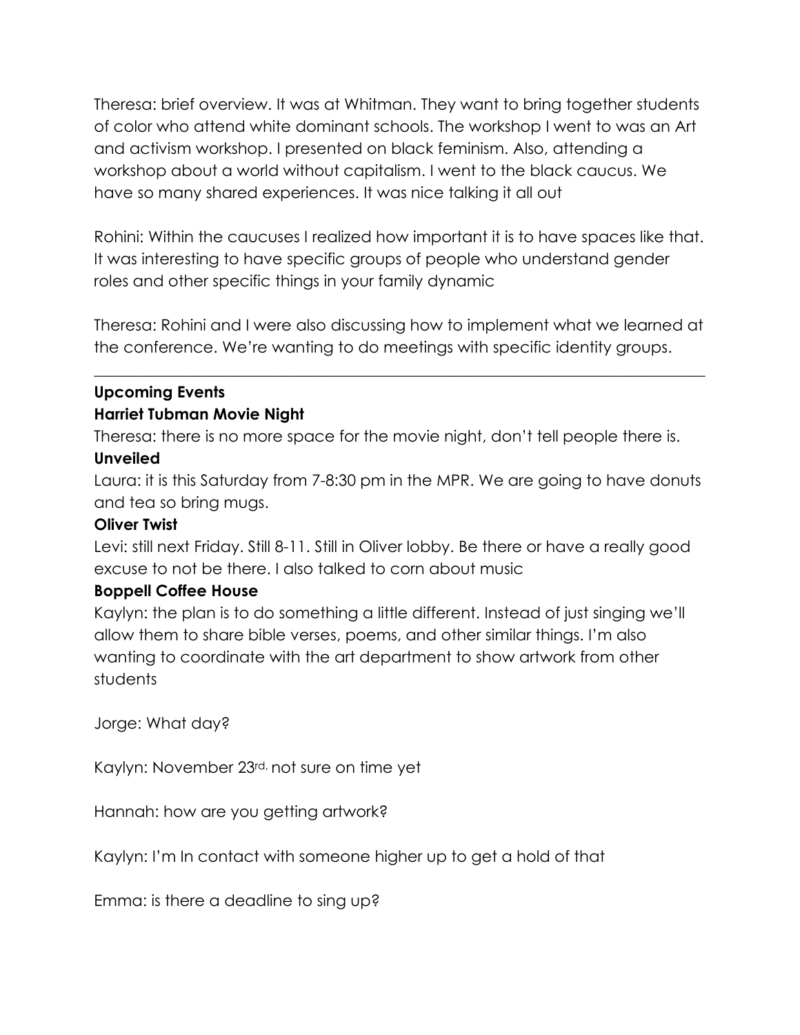Theresa: brief overview. It was at Whitman. They want to bring together students of color who attend white dominant schools. The workshop I went to was an Art and activism workshop. I presented on black feminism. Also, attending a workshop about a world without capitalism. I went to the black caucus. We have so many shared experiences. It was nice talking it all out

Rohini: Within the caucuses I realized how important it is to have spaces like that. It was interesting to have specific groups of people who understand gender roles and other specific things in your family dynamic

Theresa: Rohini and I were also discussing how to implement what we learned at the conference. We're wanting to do meetings with specific identity groups.

---

**Upcoming Events**

**Harriet Tubman Movie Night**

Theresa: there is no more space for the movie night, don't tell people there is.

**Unveiled**

Laura: it is this Saturday from 7-8:30 pm in the MPR. We are going to have donuts and tea so bring mugs.

**Oliver Twist**

Levi: still next Friday. Still 8-11. Still in Oliver lobby. Be there or have a really good excuse to not be there. I also talked to corn about music

**Boppell Coffee House**

Kaylyn: the plan is to do something a little different. Instead of just singing we'll allow them to share bible verses, poems, and other similar things. I'm also wanting to coordinate with the art department to show artwork from other students

Jorge: What day?

Kaylyn: November 23rd, not sure on time yet

Hannah: how are you getting artwork?

Kaylyn: I'm In contact with someone higher up to get a hold of that

Emma: is there a deadline to sing up?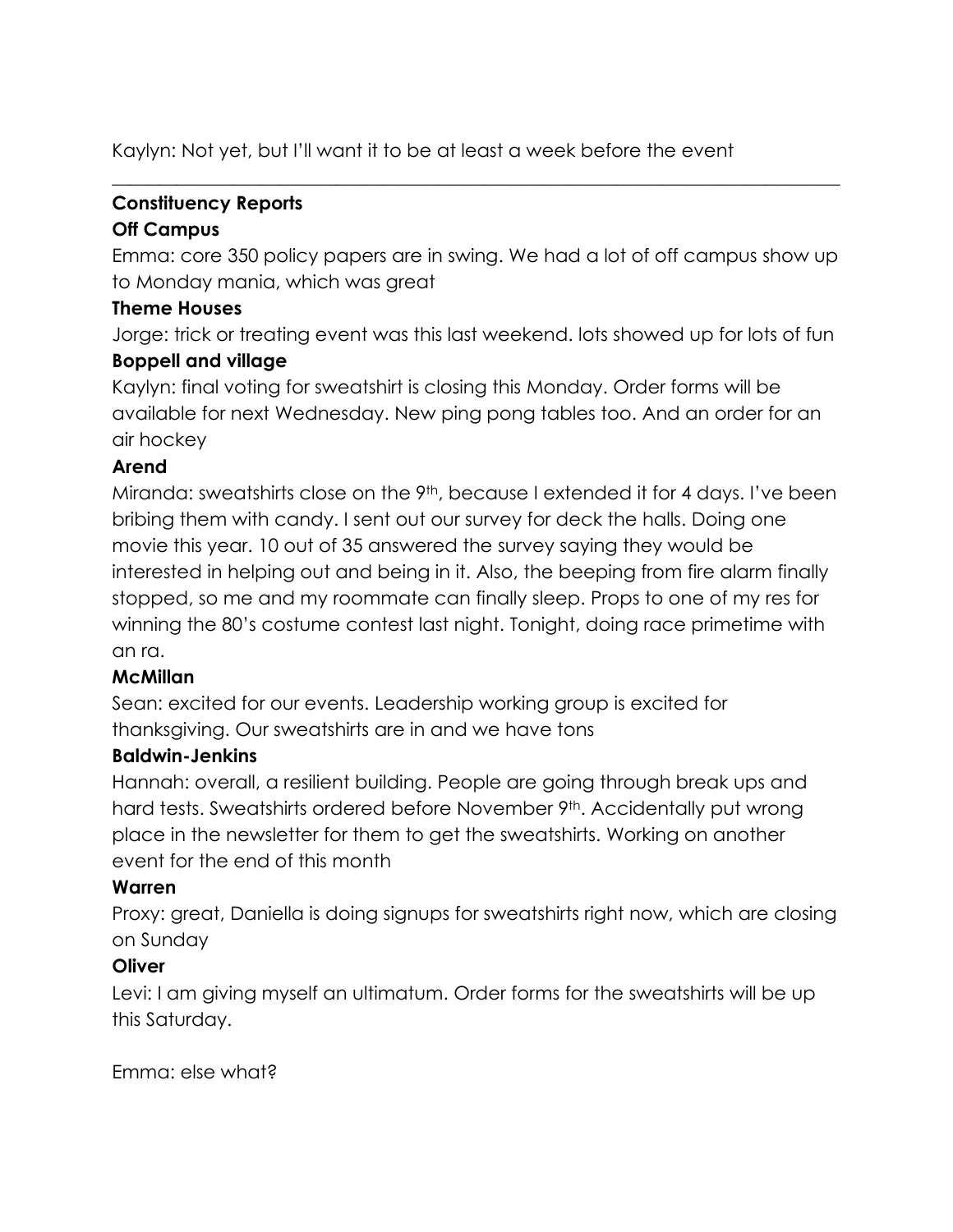Kaylyn: Not yet, but I'll want it to be at least a week before the event

---

**Constituency Reports**

**Off Campus**

Emma: core 350 policy papers are in swing. We had a lot of off campus show up to Monday mania, which was great

**Theme Houses**

Jorge: trick or treating event was this last weekend. lots showed up for lots of fun

**Boppell and village**

Kaylyn: final voting for sweatshirt is closing this Monday. Order forms will be available for next Wednesday. New ping pong tables too. And an order for an air hockey

**Arend**

Miranda: sweatshirts close on the 9th, because I extended it for 4 days. I've been bribing them with candy. I sent out our survey for deck the halls. Doing one movie this year. 10 out of 35 answered the survey saying they would be interested in helping out and being in it. Also, the beeping from fire alarm finally stopped, so me and my roommate can finally sleep. Props to one of my res for winning the 80's costume contest last night. Tonight, doing race primetime with an ra.

**McMillan**

Sean: excited for our events. Leadership working group is excited for thanksgiving. Our sweatshirts are in and we have tons

**Baldwin-Jenkins**

Hannah: overall, a resilient building. People are going through break ups and hard tests. Sweatshirts ordered before November 9th. Accidentally put wrong place in the newsletter for them to get the sweatshirts. Working on another event for the end of this month

**Warren**

Proxy: great, Daniella is doing signups for sweatshirts right now, which are closing on Sunday

**Oliver**

Levi: I am giving myself an ultimatum. Order forms for the sweatshirts will be up this Saturday.

Emma: else what?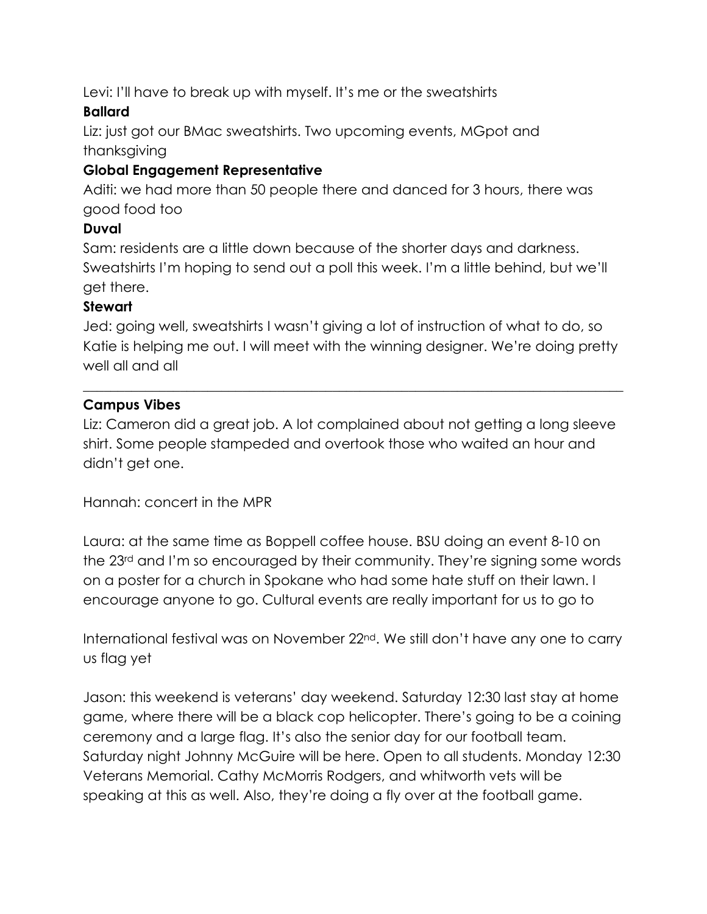Levi: I'll have to break up with myself. It's me or the sweatshirts

**Ballard**

Liz: just got our BMac sweatshirts. Two upcoming events, MGpot and thanksgiving

**Global Engagement Representative**

Aditi: we had more than 50 people there and danced for 3 hours, there was good food too

**Duval**

Sam: residents are a little down because of the shorter days and darkness. Sweatshirts I'm hoping to send out a poll this week. I'm a little behind, but we'll get there.

**Stewart**

Jed: going well, sweatshirts I wasn't giving a lot of instruction of what to do, so Katie is helping me out. I will meet with the winning designer. We're doing pretty well all and all

---

**Campus Vibes**

Liz: Cameron did a great job. A lot complained about not getting a long sleeve shirt. Some people stampeded and overtook those who waited an hour and didn't get one.

Hannah: concert in the MPR

Laura: at the same time as Boppell coffee house. BSU doing an event 8-10 on the 23rd and I'm so encouraged by their community. They're signing some words on a poster for a church in Spokane who had some hate stuff on their lawn. I encourage anyone to go. Cultural events are really important for us to go to

International festival was on November 22nd. We still don't have any one to carry us flag yet

Jason: this weekend is veterans' day weekend. Saturday 12:30 last stay at home game, where there will be a black cop helicopter. There's going to be a coining ceremony and a large flag. It's also the senior day for our football team. Saturday night Johnny McGuire will be here. Open to all students. Monday 12:30 Veterans Memorial. Cathy McMorris Rodgers, and whitworth vets will be speaking at this as well. Also, they're doing a fly over at the football game.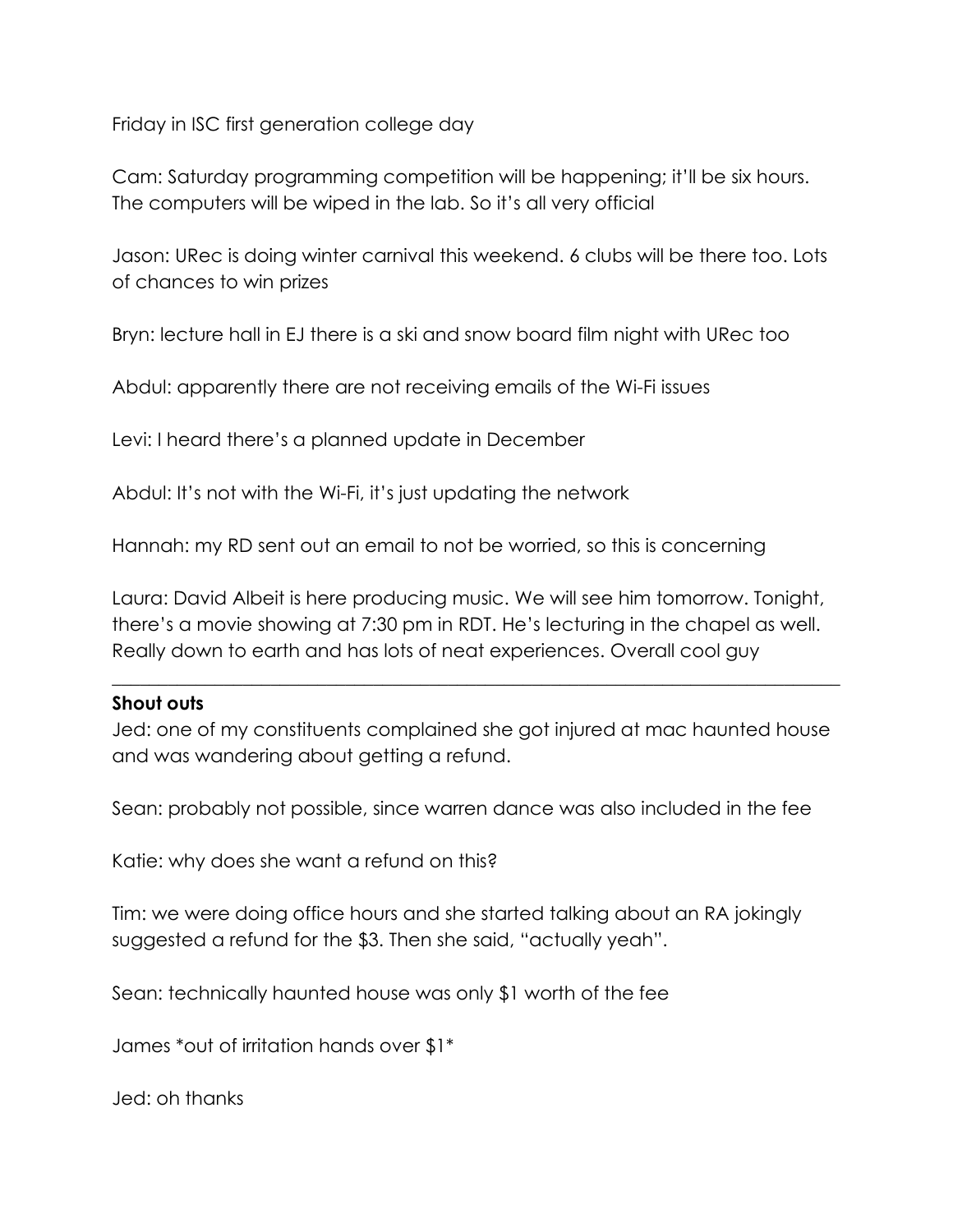Friday in ISC first generation college day

Cam: Saturday programming competition will be happening; it'll be six hours. The computers will be wiped in the lab. So it's all very official

Jason: URec is doing winter carnival this weekend. 6 clubs will be there too. Lots of chances to win prizes

Bryn: lecture hall in EJ there is a ski and snow board film night with URec too

Abdul: apparently there are not receiving emails of the Wi-Fi issues

Levi: I heard there's a planned update in December

Abdul: It's not with the Wi-Fi, it's just updating the network

Hannah: my RD sent out an email to not be worried, so this is concerning

Laura: David Albeit is here producing music. We will see him tomorrow. Tonight, there's a movie showing at 7:30 pm in RDT. He's lecturing in the chapel as well. Really down to earth and has lots of neat experiences. Overall cool guy

---

**Shout outs**

Jed: one of my constituents complained she got injured at mac haunted house and was wandering about getting a refund.

Sean: probably not possible, since warren dance was also included in the fee

Katie: why does she want a refund on this?

Tim: we were doing office hours and she started talking about an RA jokingly suggested a refund for the $3. Then she said, "actually yeah".

Sean: technically haunted house was only $1 worth of the fee

James *out of irritation hands over $1*

Jed: oh thanks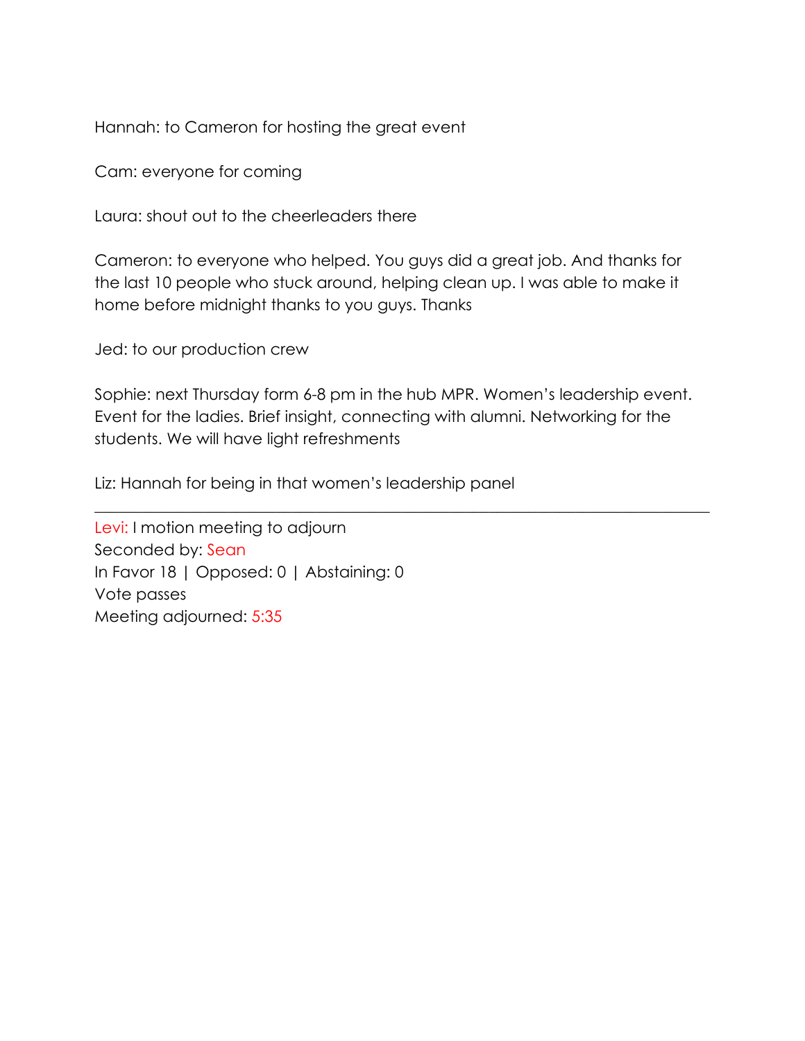Hannah: to Cameron for hosting the great event

Cam: everyone for coming

Laura: shout out to the cheerleaders there

Cameron: to everyone who helped. You guys did a great job. And thanks for the last 10 people who stuck around, helping clean up. I was able to make it home before midnight thanks to you guys. Thanks

Jed: to our production crew

Sophie: next Thursday form 6-8 pm in the hub MPR. Women's leadership event. Event for the ladies. Brief insight, connecting with alumni. Networking for the students. We will have light refreshments

Liz: Hannah for being in that women's leadership panel

---

Levi: I motion meeting to adjourn
Seconded by: Sean
In Favor 18 | Opposed: 0 | Abstaining: 0
Vote passes
Meeting adjourned: 5:35